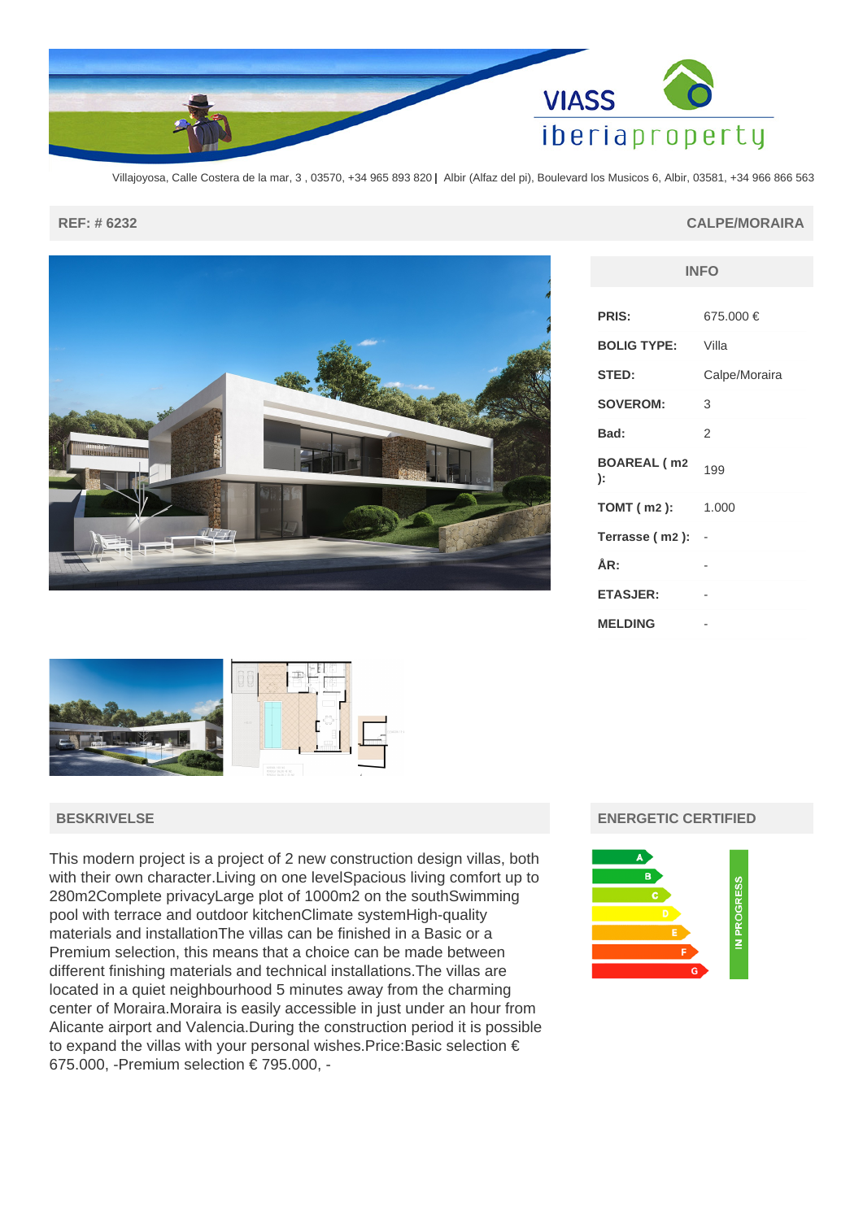Villajoyosa, Calle Costera de la mar, 3 , 03570, +34 965 893 820 | Albir (Alfaz del pi), Boulevard los Musicos 6, Albir, 03581, +34 966 866 563

**REF: # 6232** **CALPE/MORAIRA**

## INFO

| | |
|---|---|
| **PRIS:** | 675.000 € |
| **BOLIG TYPE:** | Villa |
| **STED:** | Calpe/Moraira |
| **SOVEROM:** | 3 |
| **Bad:** | 2 |
| **BOAREAL ( m2 ):** | 199 |
| **TOMT ( m2 ):** | 1.000 |
| **Terrasse ( m2 ):** | - |
| **ÅR:** | - |
| **ETASJER:** | - |
| **MELDING** | - |

## BESKRIVELSE

This modern project is a project of 2 new construction design villas, both with their own character.Living on one levelSpacious living comfort up to 280m2Complete privacyLarge plot of 1000m2 on the southSwimming pool with terrace and outdoor kitchenClimate systemHigh-quality materials and installationThe villas can be finished in a Basic or a Premium selection, this means that a choice can be made between different finishing materials and technical installations.The villas are located in a quiet neighbourhood 5 minutes away from the charming center of Moraira.Moraira is easily accessible in just under an hour from Alicante airport and Valencia.During the construction period it is possible to expand the villas with your personal wishes.Price:Basic selection € 675.000, -Premium selection € 795.000, -

## ENERGETIC CERTIFIED

A B C D E F G

IN PROGRESS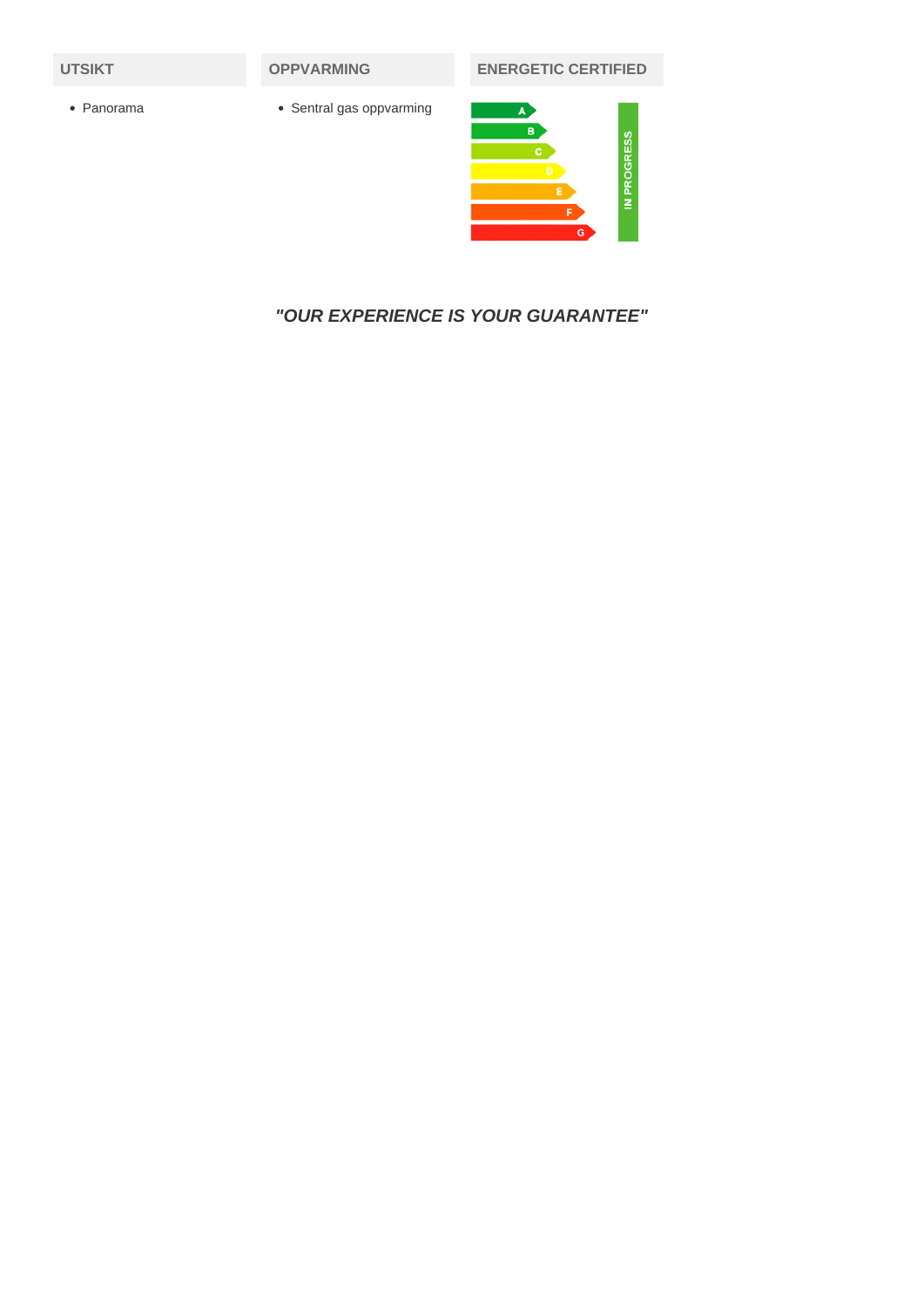## UTSIKT

- Panorama

## OPPVARMING

- Sentral gas oppvarming

## ENERGETIC CERTIFIED

A
B
C
D
E
F
G
IN PROGRESS

***"OUR EXPERIENCE IS YOUR GUARANTEE"***